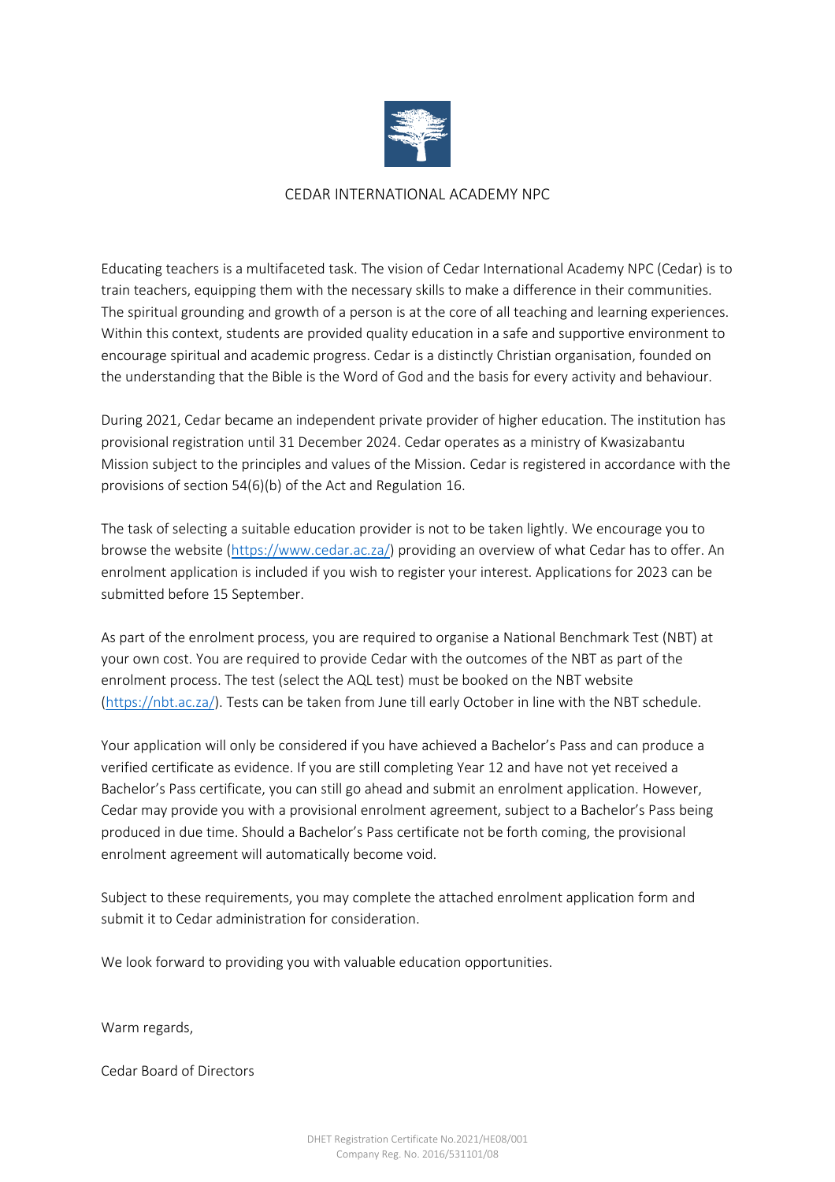# CEDAR INTERNATIONAL ACADEMY NPC

Educating teachers is a multifaceted task. The vision of Cedar International Academy NPC (Cedar) is to train teachers, equipping them with the necessary skills to make a difference in their communities. The spiritual grounding and growth of a person is at the core of all teaching and learning experiences. Within this context, students are provided quality education in a safe and supportive environment to encourage spiritual and academic progress. Cedar is a distinctly Christian organisation, founded on the understanding that the Bible is the Word of God and the basis for every activity and behaviour.

During 2021, Cedar became an independent private provider of higher education. The institution has provisional registration until 31 December 2024. Cedar operates as a ministry of Kwasizabantu Mission subject to the principles and values of the Mission. Cedar is registered in accordance with the provisions of section 54(6)(b) of the Act and Regulation 16.

The task of selecting a suitable education provider is not to be taken lightly. We encourage you to browse the website (https://www.cedar.ac.za/) providing an overview of what Cedar has to offer. An enrolment application is included if you wish to register your interest. Applications for 2023 can be submitted before 15 September.

As part of the enrolment process, you are required to organise a National Benchmark Test (NBT) at your own cost. You are required to provide Cedar with the outcomes of the NBT as part of the enrolment process. The test (select the AQL test) must be booked on the NBT website (https://nbt.ac.za/). Tests can be taken from June till early October in line with the NBT schedule.

Your application will only be considered if you have achieved a Bachelor's Pass and can produce a verified certificate as evidence. If you are still completing Year 12 and have not yet received a Bachelor's Pass certificate, you can still go ahead and submit an enrolment application. However, Cedar may provide you with a provisional enrolment agreement, subject to a Bachelor's Pass being produced in due time. Should a Bachelor's Pass certificate not be forth coming, the provisional enrolment agreement will automatically become void.

Subject to these requirements, you may complete the attached enrolment application form and submit it to Cedar administration for consideration.

We look forward to providing you with valuable education opportunities.

Warm regards,

Cedar Board of Directors

DHET Registration Certificate No.2021/HE08/001
Company Reg. No. 2016/531101/08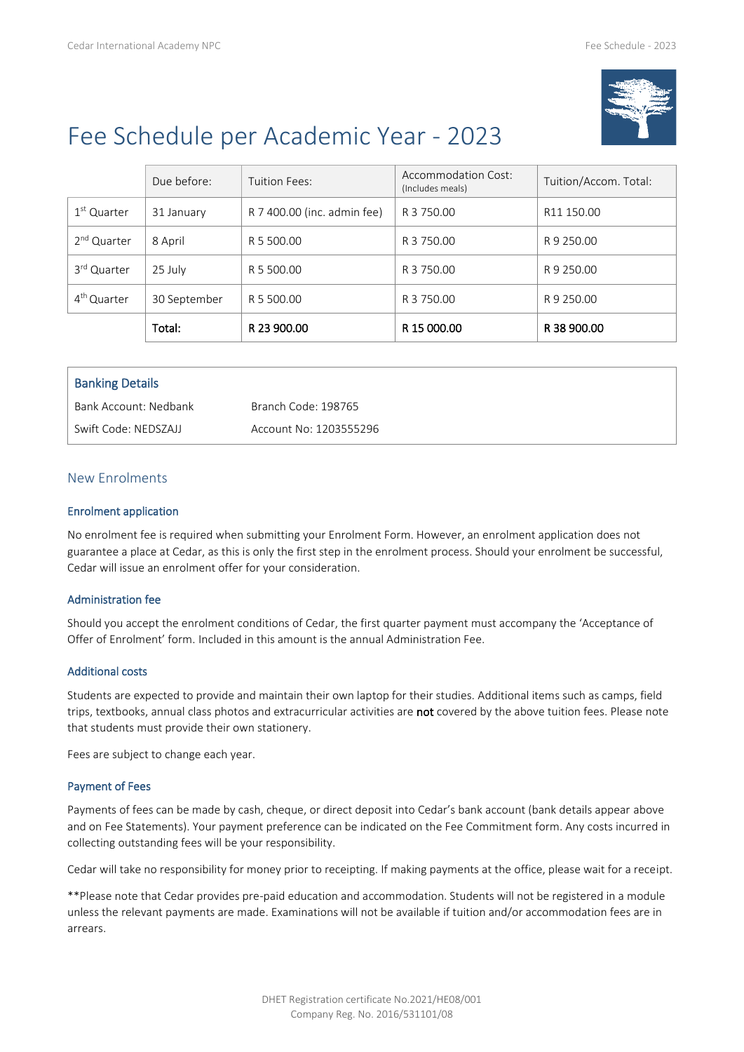# Fee Schedule per Academic Year - 2023

| | Due before: | Tuition Fees: | Accommodation Cost: (Includes meals) | Tuition/Accom. Total: |
|---|---|---|---|---|
| 1st Quarter | 31 January | R 7 400.00 (inc. admin fee) | R 3 750.00 | R11 150.00 |
| 2nd Quarter | 8 April | R 5 500.00 | R 3 750.00 | R 9 250.00 |
| 3rd Quarter | 25 July | R 5 500.00 | R 3 750.00 | R 9 250.00 |
| 4th Quarter | 30 September | R 5 500.00 | R 3 750.00 | R 9 250.00 |
| | **Total:** | **R 23 900.00** | **R 15 000.00** | **R 38 900.00** |

### Banking Details

| | |
|---|---|
| Bank Account: Nedbank | Branch Code: 198765 |
| Swift Code: NEDSZAJJ | Account No: 1203555296 |

## New Enrolments

### Enrolment application

No enrolment fee is required when submitting your Enrolment Form. However, an enrolment application does not guarantee a place at Cedar, as this is only the first step in the enrolment process. Should your enrolment be successful, Cedar will issue an enrolment offer for your consideration.

### Administration fee

Should you accept the enrolment conditions of Cedar, the first quarter payment must accompany the 'Acceptance of Offer of Enrolment' form. Included in this amount is the annual Administration Fee.

### Additional costs

Students are expected to provide and maintain their own laptop for their studies. Additional items such as camps, field trips, textbooks, annual class photos and extracurricular activities are **not** covered by the above tuition fees. Please note that students must provide their own stationery.

Fees are subject to change each year.

### Payment of Fees

Payments of fees can be made by cash, cheque, or direct deposit into Cedar's bank account (bank details appear above and on Fee Statements). Your payment preference can be indicated on the Fee Commitment form. Any costs incurred in collecting outstanding fees will be your responsibility.

Cedar will take no responsibility for money prior to receipting. If making payments at the office, please wait for a receipt.

**Please note that Cedar provides pre-paid education and accommodation. Students will not be registered in a module unless the relevant payments are made. Examinations will not be available if tuition and/or accommodation fees are in arrears.

DHET Registration certificate No.2021/HE08/001
Company Reg. No. 2016/531101/08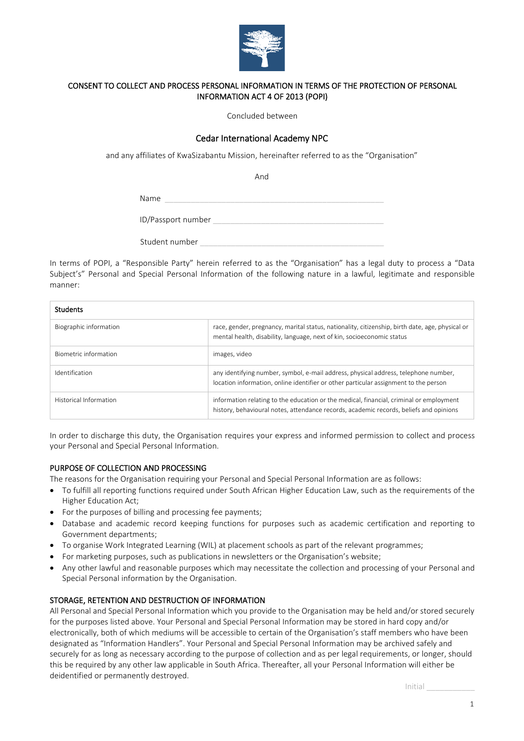CONSENT TO COLLECT AND PROCESS PERSONAL INFORMATION IN TERMS OF THE PROTECTION OF PERSONAL INFORMATION ACT 4 OF 2013 (POPI)

Concluded between

## Cedar International Academy NPC

and any affiliates of KwaSizabantu Mission, hereinafter referred to as the "Organisation"

And

Name ____________________________________________

ID/Passport number ____________________________________

Student number _______________________________________

In terms of POPI, a "Responsible Party" herein referred to as the "Organisation" has a legal duty to process a "Data Subject's" Personal and Special Personal Information of the following nature in a lawful, legitimate and responsible manner:

| Students | |
|---|---|
| Biographic information | race, gender, pregnancy, marital status, nationality, citizenship, birth date, age, physical or mental health, disability, language, next of kin, socioeconomic status |
| Biometric information | images, video |
| Identification | any identifying number, symbol, e-mail address, physical address, telephone number, location information, online identifier or other particular assignment to the person |
| Historical Information | information relating to the education or the medical, financial, criminal or employment history, behavioural notes, attendance records, academic records, beliefs and opinions |

In order to discharge this duty, the Organisation requires your express and informed permission to collect and process your Personal and Special Personal Information.

### PURPOSE OF COLLECTION AND PROCESSING

The reasons for the Organisation requiring your Personal and Special Personal Information are as follows:

- To fulfill all reporting functions required under South African Higher Education Law, such as the requirements of the Higher Education Act;
- For the purposes of billing and processing fee payments;
- Database and academic record keeping functions for purposes such as academic certification and reporting to Government departments;
- To organise Work Integrated Learning (WIL) at placement schools as part of the relevant programmes;
- For marketing purposes, such as publications in newsletters or the Organisation's website;
- Any other lawful and reasonable purposes which may necessitate the collection and processing of your Personal and Special Personal information by the Organisation.

### STORAGE, RETENTION AND DESTRUCTION OF INFORMATION

All Personal and Special Personal Information which you provide to the Organisation may be held and/or stored securely for the purposes listed above. Your Personal and Special Personal Information may be stored in hard copy and/or electronically, both of which mediums will be accessible to certain of the Organisation's staff members who have been designated as "Information Handlers". Your Personal and Special Personal Information may be archived safely and securely for as long as necessary according to the purpose of collection and as per legal requirements, or longer, should this be required by any other law applicable in South Africa. Thereafter, all your Personal Information will either be deidentified or permanently destroyed.

Initial ___________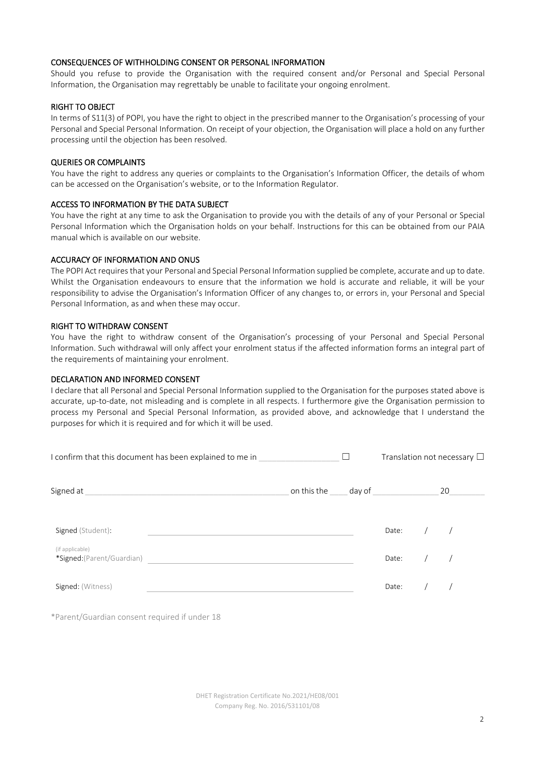### CONSEQUENCES OF WITHHOLDING CONSENT OR PERSONAL INFORMATION

Should you refuse to provide the Organisation with the required consent and/or Personal and Special Personal Information, the Organisation may regrettably be unable to facilitate your ongoing enrolment.

### RIGHT TO OBJECT

In terms of S11(3) of POPI, you have the right to object in the prescribed manner to the Organisation's processing of your Personal and Special Personal Information. On receipt of your objection, the Organisation will place a hold on any further processing until the objection has been resolved.

### QUERIES OR COMPLAINTS

You have the right to address any queries or complaints to the Organisation's Information Officer, the details of whom can be accessed on the Organisation's website, or to the Information Regulator.

### ACCESS TO INFORMATION BY THE DATA SUBJECT

You have the right at any time to ask the Organisation to provide you with the details of any of your Personal or Special Personal Information which the Organisation holds on your behalf. Instructions for this can be obtained from our PAIA manual which is available on our website.

### ACCURACY OF INFORMATION AND ONUS

The POPI Act requires that your Personal and Special Personal Information supplied be complete, accurate and up to date. Whilst the Organisation endeavours to ensure that the information we hold is accurate and reliable, it will be your responsibility to advise the Organisation's Information Officer of any changes to, or errors in, your Personal and Special Personal Information, as and when these may occur.

### RIGHT TO WITHDRAW CONSENT

You have the right to withdraw consent of the Organisation's processing of your Personal and Special Personal Information. Such withdrawal will only affect your enrolment status if the affected information forms an integral part of the requirements of maintaining your enrolment.

### DECLARATION AND INFORMED CONSENT

I declare that all Personal and Special Personal Information supplied to the Organisation for the purposes stated above is accurate, up-to-date, not misleading and is complete in all respects. I furthermore give the Organisation permission to process my Personal and Special Personal Information, as provided above, and acknowledge that I understand the purposes for which it is required and for which it will be used.

I confirm that this document has been explained to me in \_\_\_\_\_\_\_\_\_\_\_\_\_\_\_\_ ☐ Translation not necessary ☐

Signed at \_\_\_\_\_\_\_\_\_\_\_\_\_\_\_\_\_\_\_\_\_\_\_\_\_\_\_\_\_\_\_\_ on this the \_\_\_\_ day of \_\_\_\_\_\_\_\_\_\_\_\_\_\_ 20\_\_\_\_\_\_

| | | |
|---|---|---|
| Signed (Student): | \_\_\_\_\_\_\_\_\_\_\_\_\_\_\_\_\_\_\_\_\_\_\_\_\_\_\_\_\_\_ | Date: / / |
| (if applicable) *Signed:(Parent/Guardian) | \_\_\_\_\_\_\_\_\_\_\_\_\_\_\_\_\_\_\_\_\_\_\_\_\_\_\_\_\_\_ | Date: / / |
| Signed: (Witness) | \_\_\_\_\_\_\_\_\_\_\_\_\_\_\_\_\_\_\_\_\_\_\_\_\_\_\_\_\_\_ | Date: / / |

*Parent/Guardian consent required if under 18

DHET Registration Certificate No.2021/HE08/001
Company Reg. No. 2016/531101/08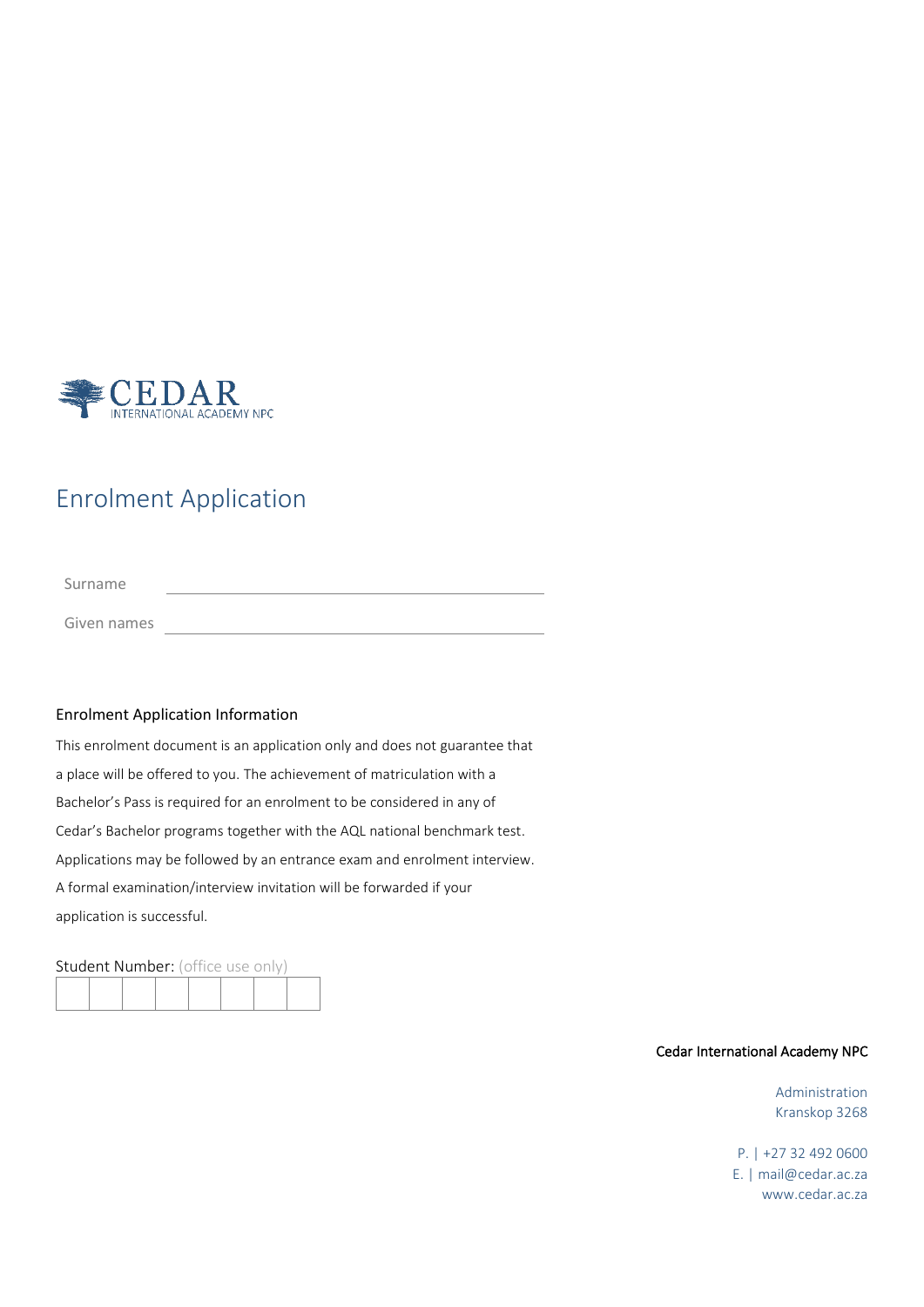CEDAR
INTERNATIONAL ACADEMY NPC

# Enrolment Application

Surname ______________________________

Given names ______________________________

### Enrolment Application Information

This enrolment document is an application only and does not guarantee that a place will be offered to you. The achievement of matriculation with a Bachelor's Pass is required for an enrolment to be considered in any of Cedar's Bachelor programs together with the AQL national benchmark test. Applications may be followed by an entrance exam and enrolment interview. A formal examination/interview invitation will be forwarded if your application is successful.

Student Number: (office use only)

| | | | | | | | |
|---|---|---|---|---|---|---|---|
| | | | | | | | |

**Cedar International Academy NPC**

Administration
Kranskop 3268

P. | +27 32 492 0600
E. | mail@cedar.ac.za
www.cedar.ac.za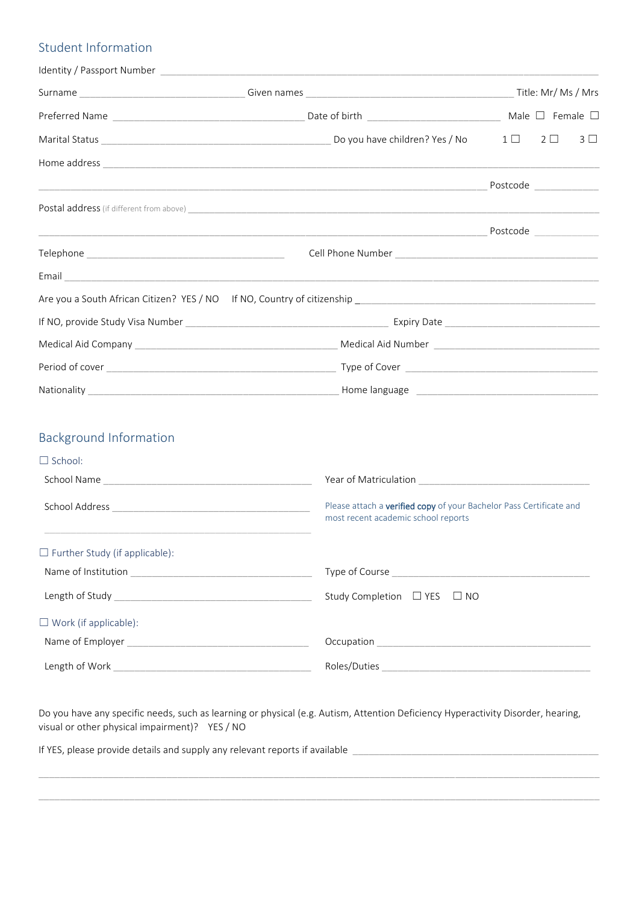## Student Information

Identity / Passport Number ______________________________________________

Surname ______________________ Given names ______________________________ Title: Mr/ Ms / Mrs

Preferred Name __________________________ Date of birth __________________ Male ☐ Female ☐

Marital Status ____________________________________ Do you have children? Yes / No 1 ☐ 2 ☐ 3 ☐

Home address ______________________________________________________________

______________________________________________________________ Postcode __________

Postal address (if different from above) ______________________________________________

______________________________________________________________ Postcode __________

Telephone ______________________________ Cell Phone Number ______________________________

Email ______________________________________________________________

Are you a South African Citizen? YES / NO If NO, Country of citizenship ______________________________

If NO, provide Study Visa Number ______________________________ Expiry Date ______________________

Medical Aid Company ______________________________ Medical Aid Number ______________________

Period of cover ______________________________ Type of Cover ______________________

Nationality ______________________________ Home language ______________________

## Background Information

☐ School:

School Name ______________________________ Year of Matriculation ______________________

School Address ______________________________

______________________________

Please attach a **verified copy** of your Bachelor Pass Certificate and most recent academic school reports

☐ Further Study (if applicable):

Name of Institution ______________________________ Type of Course ______________________

Length of Study ______________________________ Study Completion ☐ YES ☐ NO

☐ Work (if applicable):

Name of Employer ______________________________ Occupation ______________________

Length of Work ______________________________ Roles/Duties ______________________

Do you have any specific needs, such as learning or physical (e.g. Autism, Attention Deficiency Hyperactivity Disorder, hearing, visual or other physical impairment)? YES / NO

If YES, please provide details and supply any relevant reports if available ______________________________

______________________________________________________________

______________________________________________________________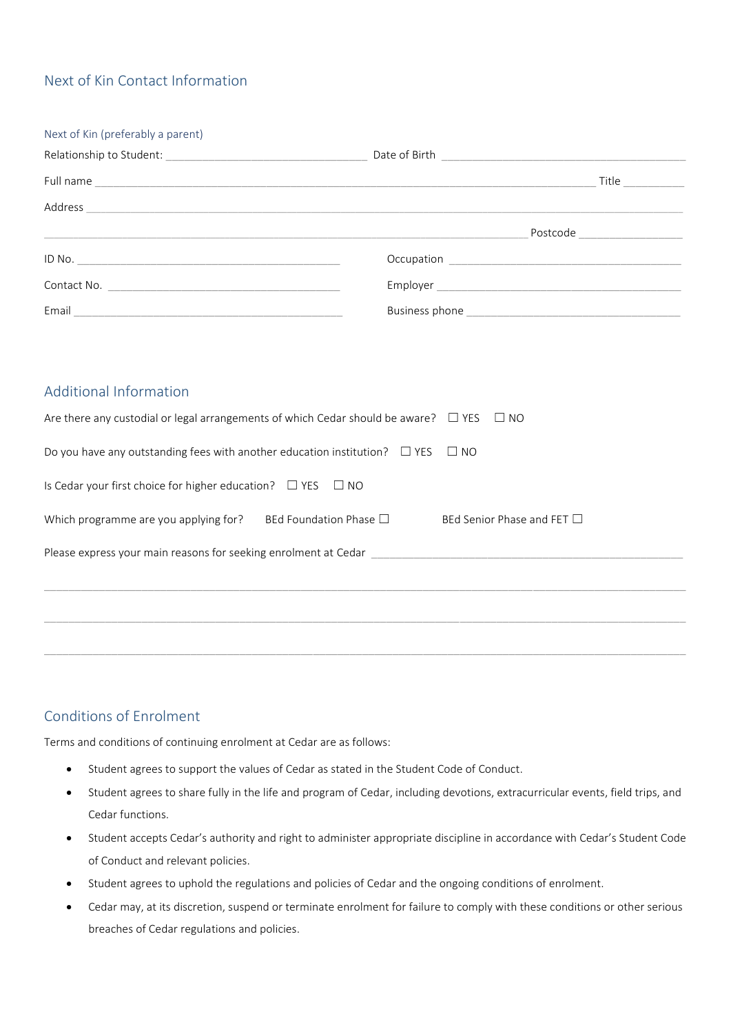## Next of Kin Contact Information

### Next of Kin (preferably a parent)

Relationship to Student: ________________________________ Date of Birth ____________________________________________

Full name ________________________________________________________________________________ Title __________

Address ______________________________________________________________________________________________

_______________________________________________________________________________ Postcode _________________

ID No. ____________________________________________ Occupation ______________________________________

Contact No. ______________________________________ Employer ________________________________________

Email ____________________________________________ Business phone ___________________________________

## Additional Information

Are there any custodial or legal arrangements of which Cedar should be aware? ☐ YES ☐ NO

Do you have any outstanding fees with another education institution? ☐ YES ☐ NO

Is Cedar your first choice for higher education? ☐ YES ☐ NO

Which programme are you applying for? BEd Foundation Phase ☐ BEd Senior Phase and FET ☐

Please express your main reasons for seeking enrolment at Cedar _____________________________________________________

______________________________________________________________________________________________________

______________________________________________________________________________________________________

______________________________________________________________________________________________________

## Conditions of Enrolment

Terms and conditions of continuing enrolment at Cedar are as follows:

- Student agrees to support the values of Cedar as stated in the Student Code of Conduct.
- Student agrees to share fully in the life and program of Cedar, including devotions, extracurricular events, field trips, and Cedar functions.
- Student accepts Cedar's authority and right to administer appropriate discipline in accordance with Cedar's Student Code of Conduct and relevant policies.
- Student agrees to uphold the regulations and policies of Cedar and the ongoing conditions of enrolment.
- Cedar may, at its discretion, suspend or terminate enrolment for failure to comply with these conditions or other serious breaches of Cedar regulations and policies.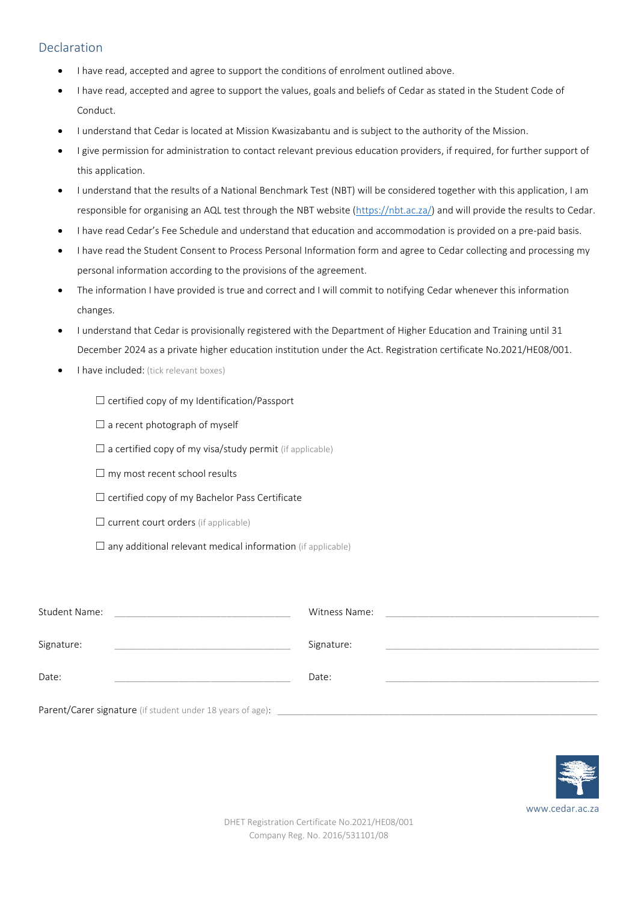## Declaration

- I have read, accepted and agree to support the conditions of enrolment outlined above.
- I have read, accepted and agree to support the values, goals and beliefs of Cedar as stated in the Student Code of Conduct.
- I understand that Cedar is located at Mission Kwasizabantu and is subject to the authority of the Mission.
- I give permission for administration to contact relevant previous education providers, if required, for further support of this application.
- I understand that the results of a National Benchmark Test (NBT) will be considered together with this application, I am responsible for organising an AQL test through the NBT website (https://nbt.ac.za/) and will provide the results to Cedar.
- I have read Cedar's Fee Schedule and understand that education and accommodation is provided on a pre-paid basis.
- I have read the Student Consent to Process Personal Information form and agree to Cedar collecting and processing my personal information according to the provisions of the agreement.
- The information I have provided is true and correct and I will commit to notifying Cedar whenever this information changes.
- I understand that Cedar is provisionally registered with the Department of Higher Education and Training until 31 December 2024 as a private higher education institution under the Act. Registration certificate No.2021/HE08/001.
- I have included: (tick relevant boxes)

  ☐ certified copy of my Identification/Passport

  ☐ a recent photograph of myself

  ☐ a certified copy of my visa/study permit (if applicable)

  ☐ my most recent school results

  ☐ certified copy of my Bachelor Pass Certificate

  ☐ current court orders (if applicable)

  ☐ any additional relevant medical information (if applicable)

| | | | |
|---|---|---|---|
| Student Name: | ______________________ | Witness Name: | ______________________ |
| Signature: | ______________________ | Signature: | ______________________ |
| Date: | ______________________ | Date: | ______________________ |

Parent/Carer signature (if student under 18 years of age): ______________________________________

www.cedar.ac.za

DHET Registration Certificate No.2021/HE08/001
Company Reg. No. 2016/531101/08